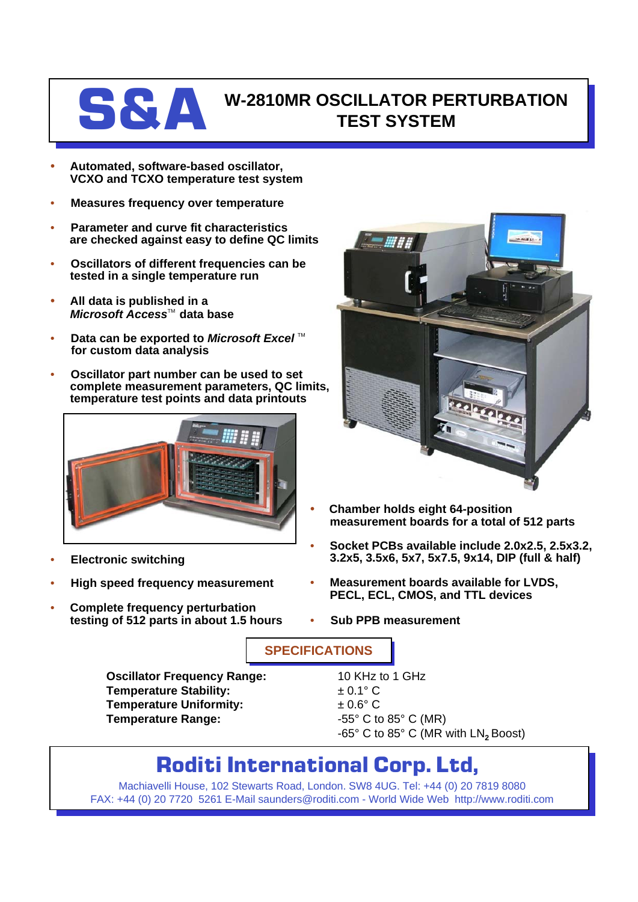# S&A

## W-2810MR OSCILLATOR PERTURBATION TEST SYSTEM

- **Automated, software-based oscillator, VCXO and TCXO temperature test system**
- **Measures frequency over temperature**
- **Parameter and curve fit characteristics are checked against easy to define QC limits**
- **Oscillators of different frequencies can be tested in a single temperature run**
- **All data is published in a *Microsoft Access*™ data base**
- **Data can be exported to *Microsoft Excel* ™ for custom data analysis**
- **Oscillator part number can be used to set complete measurement parameters, QC limits, temperature test points and data printouts**
- **Electronic switching**
- **High speed frequency measurement**
- **Complete frequency perturbation testing of 512 parts in about 1.5 hours**
- **Chamber holds eight 64-position measurement boards for a total of 512 parts**
- **Socket PCBs available include 2.0x2.5, 2.5x3.2, 3.2x5, 3.5x6, 5x7, 5x7.5, 9x14, DIP (full & half)**
- **Measurement boards available for LVDS, PECL, ECL, CMOS, and TTL devices**
- **Sub PPB measurement**

## SPECIFICATIONS

| | |
|---|---|
| **Oscillator Frequency Range:** | 10 KHz to 1 GHz |
| **Temperature Stability:** | ± 0.1° C |
| **Temperature Uniformity:** | ± 0.6° C |
| **Temperature Range:** | -55° C to 85° C (MR)<br>-65° C to 85° C (MR with $LN_2$ Boost) |

## Roditi International Corp. Ltd,

Machiavelli House, 102 Stewarts Road, London. SW8 4UG. Tel: +44 (0) 20 7819 8080
FAX: +44 (0) 20 7720 5261 E-Mail saunders@roditi.com - World Wide Web http://www.roditi.com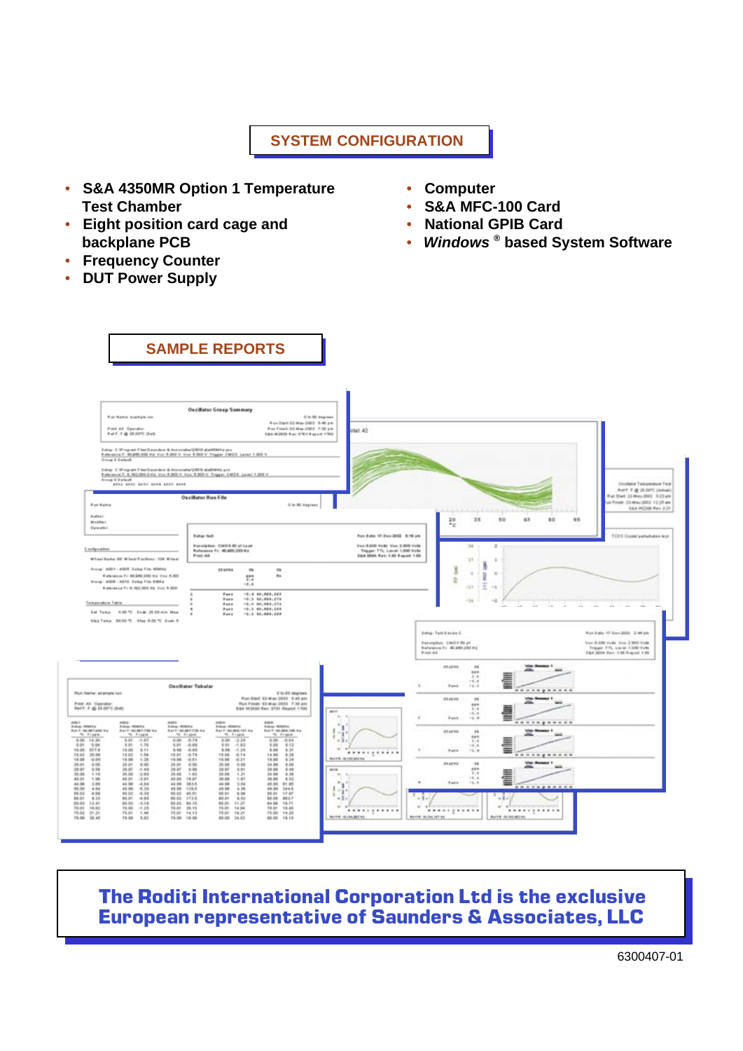## SYSTEM CONFIGURATION

- **S&A 4350MR Option 1 Temperature Test Chamber**
- **Eight position card cage and backplane PCB**
- **Frequency Counter**
- **DUT Power Supply**
- **Computer**
- **S&A MFC-100 Card**
- **National GPIB Card**
- ***Windows*® based System Software**

## SAMPLE REPORTS

**The Roditi International Corporation Ltd is the exclusive European representative of Saunders & Associates, LLC**

6300407-01